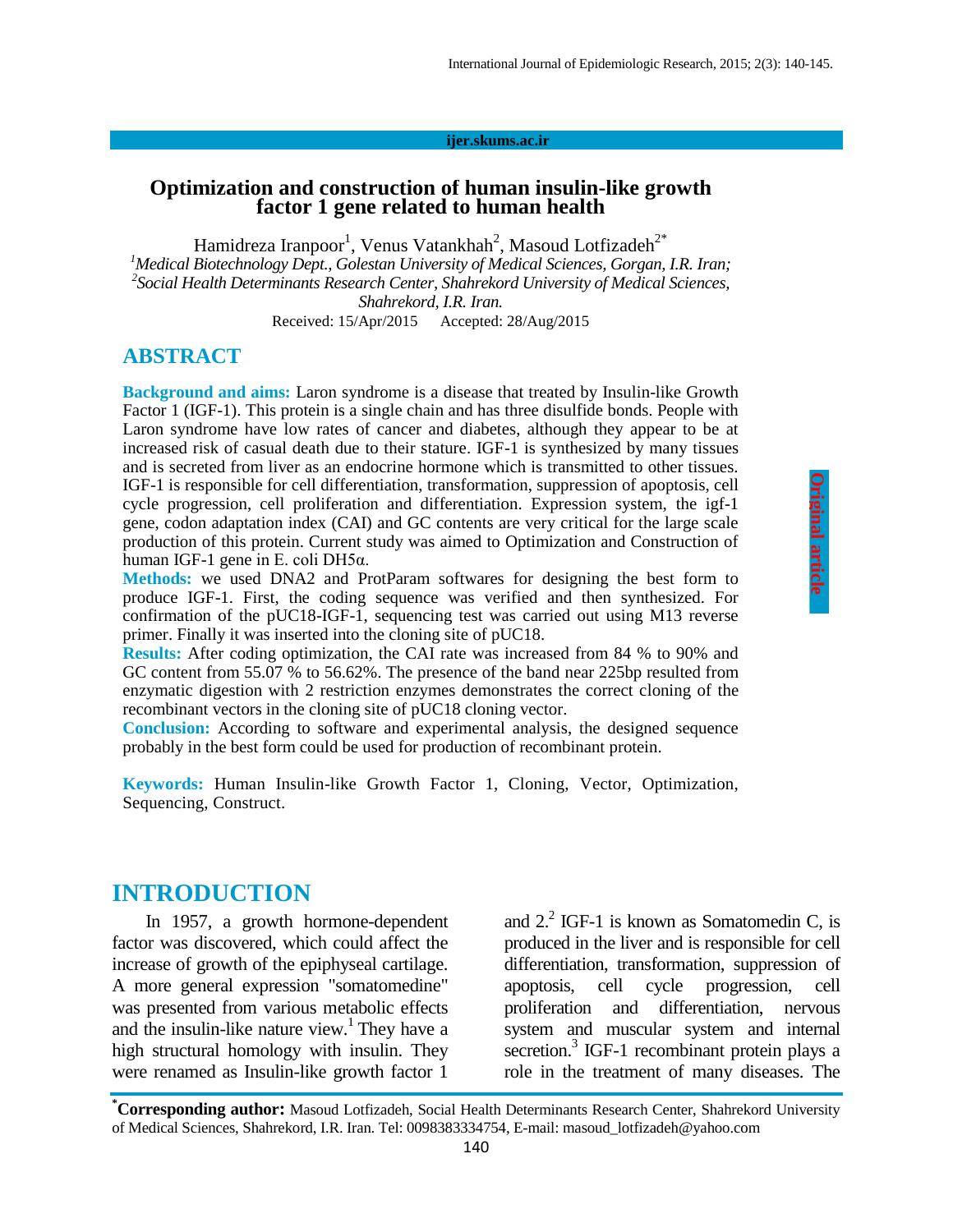# Optimization and construction of human insulin-like growth factor 1 gene related to human health

Hamidreza Iranpoor[1], Venus Vatankhah[2], Masoud Lotfizadeh[2*]

[1]*Medical Biotechnology Dept., Golestan University of Medical Sciences, Gorgan, I.R. Iran;*
[2]*Social Health Determinants Research Center, Shahrekord University of Medical Sciences, Shahrekord, I.R. Iran.*

Received: 15/Apr/2015 Accepted: 28/Aug/2015

## ABSTRACT

**Background and aims:** Laron syndrome is a disease that treated by Insulin-like Growth Factor 1 (IGF-1). This protein is a single chain and has three disulfide bonds. People with Laron syndrome have low rates of cancer and diabetes, although they appear to be at increased risk of casual death due to their stature. IGF-1 is synthesized by many tissues and is secreted from liver as an endocrine hormone which is transmitted to other tissues. IGF-1 is responsible for cell differentiation, transformation, suppression of apoptosis, cell cycle progression, cell proliferation and differentiation. Expression system, the igf-1 gene, codon adaptation index (CAI) and GC contents are very critical for the large scale production of this protein. Current study was aimed to Optimization and Construction of human IGF-1 gene in E. coli DH5α.

**Methods:** we used DNA2 and ProtParam softwares for designing the best form to produce IGF-1. First, the coding sequence was verified and then synthesized. For confirmation of the pUC18-IGF-1, sequencing test was carried out using M13 reverse primer. Finally it was inserted into the cloning site of pUC18.

**Results:** After coding optimization, the CAI rate was increased from 84 % to 90% and GC content from 55.07 % to 56.62%. The presence of the band near 225bp resulted from enzymatic digestion with 2 restriction enzymes demonstrates the correct cloning of the recombinant vectors in the cloning site of pUC18 cloning vector.

**Conclusion:** According to software and experimental analysis, the designed sequence probably in the best form could be used for production of recombinant protein.

**Keywords:** Human Insulin-like Growth Factor 1, Cloning, Vector, Optimization, Sequencing, Construct.

## INTRODUCTION

In 1957, a growth hormone-dependent factor was discovered, which could affect the increase of growth of the epiphyseal cartilage. A more general expression "somatomedine" was presented from various metabolic effects and the insulin-like nature view.[1] They have a high structural homology with insulin. They were renamed as Insulin-like growth factor 1 and 2.[2] IGF-1 is known as Somatomedin C, is produced in the liver and is responsible for cell differentiation, transformation, suppression of apoptosis, cell cycle progression, cell proliferation and differentiation, nervous system and muscular system and internal secretion.[3] IGF-1 recombinant protein plays a role in the treatment of many diseases. The

[*]**Corresponding author:** Masoud Lotfizadeh, Social Health Determinants Research Center, Shahrekord University of Medical Sciences, Shahrekord, I.R. Iran. Tel: 0098383334754, E-mail: masoud_lotfizadeh@yahoo.com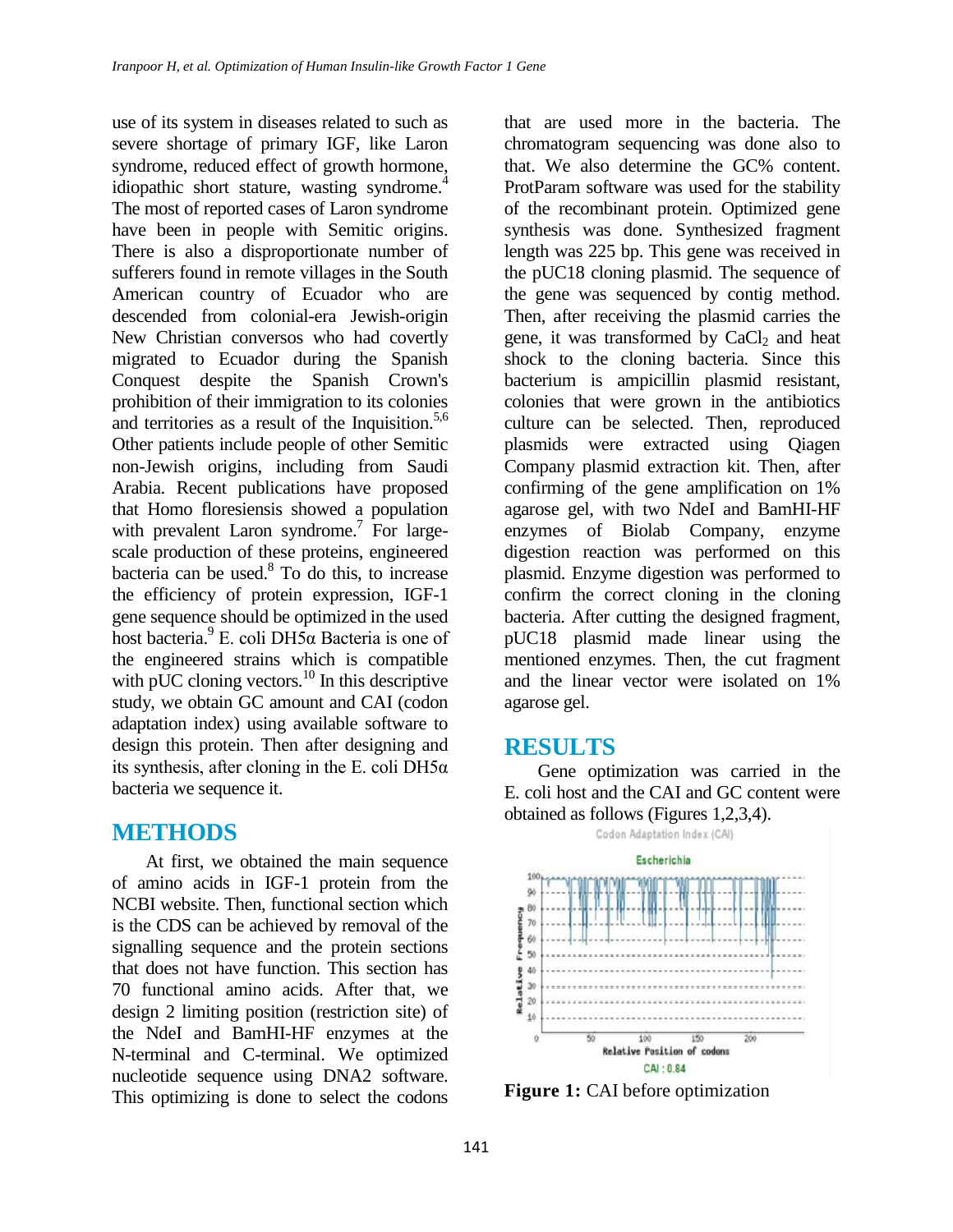use of its system in diseases related to such as severe shortage of primary IGF, like Laron syndrome, reduced effect of growth hormone, idiopathic short stature, wasting syndrome.[4] The most of reported cases of Laron syndrome have been in people with Semitic origins. There is also a disproportionate number of sufferers found in remote villages in the South American country of Ecuador who are descended from colonial-era Jewish-origin New Christian conversos who had covertly migrated to Ecuador during the Spanish Conquest despite the Spanish Crown's prohibition of their immigration to its colonies and territories as a result of the Inquisition.[5,6] Other patients include people of other Semitic non-Jewish origins, including from Saudi Arabia. Recent publications have proposed that Homo floresiensis showed a population with prevalent Laron syndrome.[7] For large-scale production of these proteins, engineered bacteria can be used.[8] To do this, to increase the efficiency of protein expression, IGF-1 gene sequence should be optimized in the used host bacteria.[9] E. coli DH5α Bacteria is one of the engineered strains which is compatible with pUC cloning vectors.[10] In this descriptive study, we obtain GC amount and CAI (codon adaptation index) using available software to design this protein. Then after designing and its synthesis, after cloning in the E. coli DH5α bacteria we sequence it.

## METHODS

At first, we obtained the main sequence of amino acids in IGF-1 protein from the NCBI website. Then, functional section which is the CDS can be achieved by removal of the signalling sequence and the protein sections that does not have function. This section has 70 functional amino acids. After that, we design 2 limiting position (restriction site) of the NdeI and BamHI-HF enzymes at the N-terminal and C-terminal. We optimized nucleotide sequence using DNA2 software. This optimizing is done to select the codons that are used more in the bacteria. The chromatogram sequencing was done also to that. We also determine the GC% content. ProtParam software was used for the stability of the recombinant protein. Optimized gene synthesis was done. Synthesized fragment length was 225 bp. This gene was received in the pUC18 cloning plasmid. The sequence of the gene was sequenced by contig method. Then, after receiving the plasmid carries the gene, it was transformed by $CaCl_2$ and heat shock to the cloning bacteria. Since this bacterium is ampicillin plasmid resistant, colonies that were grown in the antibiotics culture can be selected. Then, reproduced plasmids were extracted using Qiagen Company plasmid extraction kit. Then, after confirming of the gene amplification on 1% agarose gel, with two NdeI and BamHI-HF enzymes of Biolab Company, enzyme digestion reaction was performed on this plasmid. Enzyme digestion was performed to confirm the correct cloning in the cloning bacteria. After cutting the designed fragment, pUC18 plasmid made linear using the mentioned enzymes. Then, the cut fragment and the linear vector were isolated on 1% agarose gel.

## RESULTS

Gene optimization was carried in the E. coli host and the CAI and GC content were obtained as follows (Figures 1,2,3,4).

**Figure 1:** CAI before optimization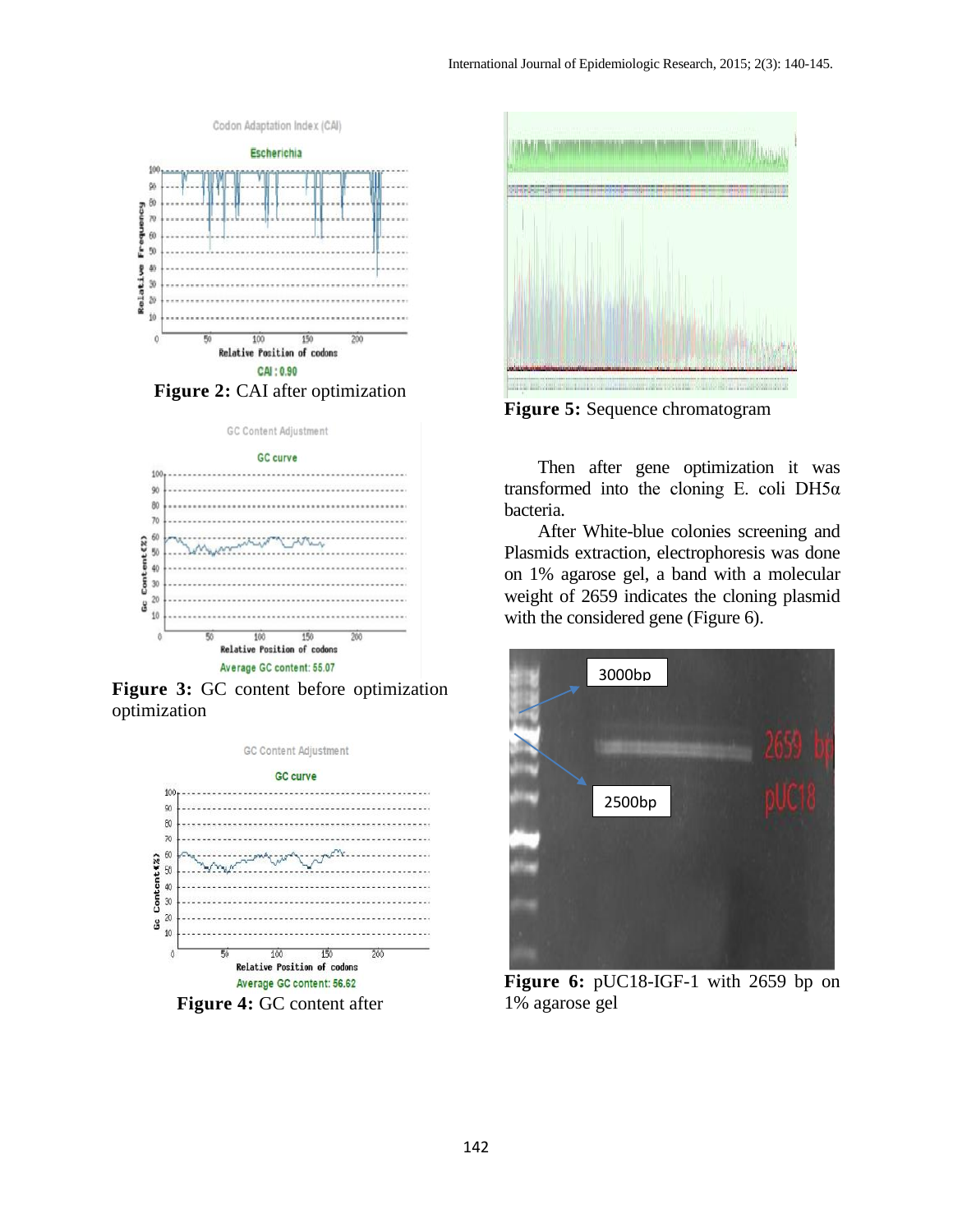Figure 2: CAI after optimization

Figure 3: GC content before optimization optimization

Figure 4: GC content after

Figure 5: Sequence chromatogram

Then after gene optimization it was transformed into the cloning E. coli DH5α bacteria.

After White-blue colonies screening and Plasmids extraction, electrophoresis was done on 1% agarose gel, a band with a molecular weight of 2659 indicates the cloning plasmid with the considered gene (Figure 6).

Figure 6: pUC18-IGF-1 with 2659 bp on 1% agarose gel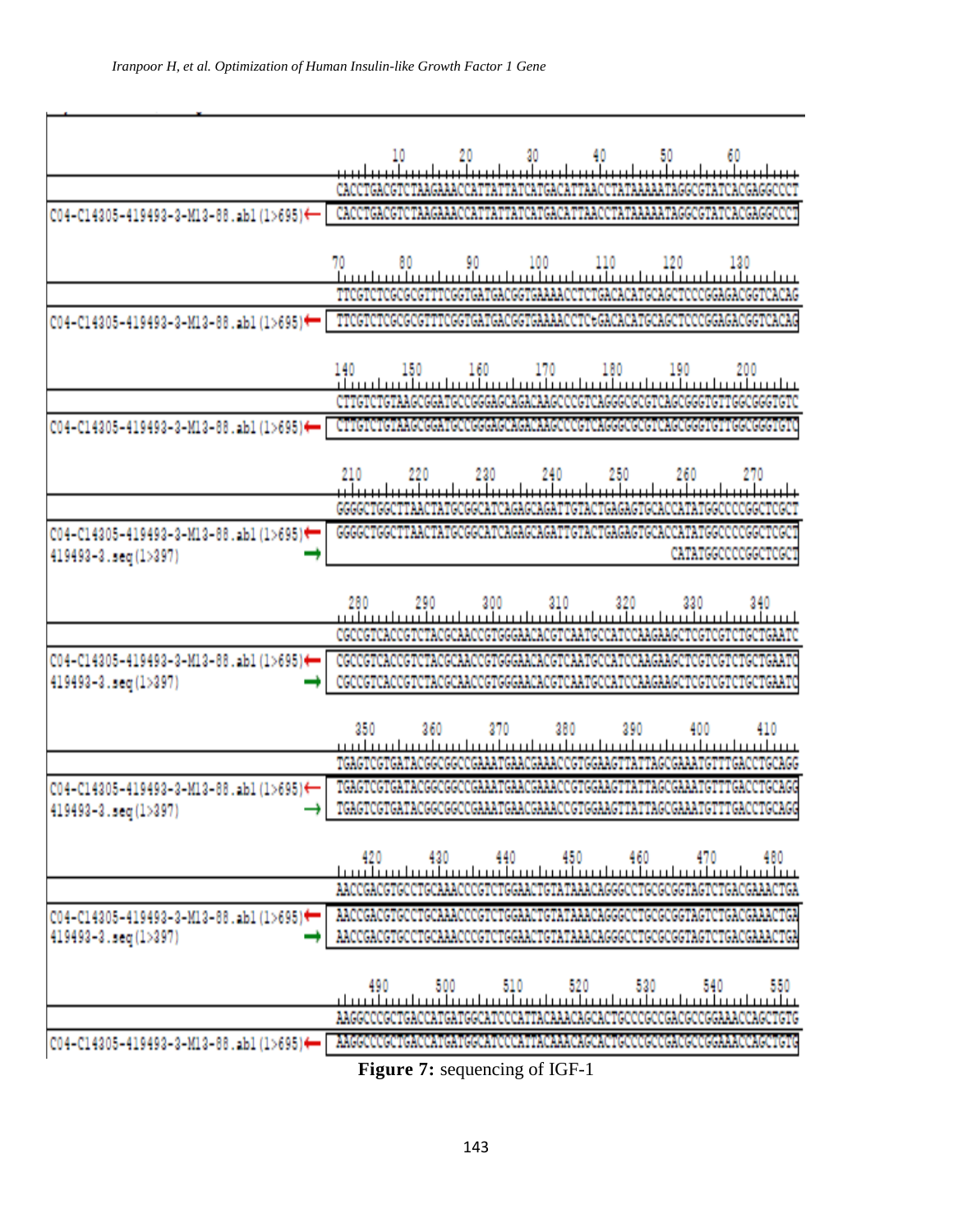```
                                       10        20        30        40        50        60
                                CACCTGACGTCTAAGAAACCATTATTATCATGACATTAACCTATAAAAATAGGCGTATCACGAGGCCCT
C04-C14305-419493-3-M13-88.abl(1>695)←  CACCTGACGTCTAAGAAACCATTATTATCATGACATTAACCTATAAAAATAGGCGTATCACGAGGCCCT

                                70        80        90        100       110       120       130
                                TTCGTCTCGCGCGTTTCGGTGATGACGGTGAAAACCTCTGACACATGCAGCTCCCGGAGACGGTCACAG
C04-C14305-419493-3-M13-88.abl(1>695)←  TTCGTCTCGCGCGTTTCGGTGATGACGGTGAAAACCTCtGACACATGCAGCTCCCGGAGACGGTCACAG

                                140       150       160       170       180       190       200
                                CTTGTCTGTAAGCGGATGCCGGGAGCAGACAAGCCCGTCAGGGCGCGTCAGCGGGTGTTGGCGGGTGTC
C04-C14305-419493-3-M13-88.abl(1>695)←  CTTGTCTGTAAGCGGATGCCGGGAGCAGACAAGCCCGTCAGGGCGCGTCAGCGGGTGTTGGCGGGTGTC

                                210       220       230       240       250       260       270
                                GGGGCTGGCTTAACTATGCGGCATCAGAGCAGATTGTACTGAGAGTGCACCATATGGCCCCGGCTCGCT
C04-C14305-419493-3-M13-88.abl(1>695)←  GGGGCTGGCTTAACTATGCGGCATCAGAGCAGATTGTACTGAGAGTGCACCATATGGCCCCGGCTCGCT
419493-3.seq(1>397)→                                                                CATATGGCCCCGGCTCGCT

                                280       290       300       310       320       330       340
                                CGCCGTCACCGTCTACGCAACCGTGGGAACACGTCAATGCCATCCAAGAAGCTCGTCGTCTGCTGAATC
C04-C14305-419493-3-M13-88.abl(1>695)←  CGCCGTCACCGTCTACGCAACCGTGGGAACACGTCAATGCCATCCAAGAAGCTCGTCGTCTGCTGAATC
419493-3.seq(1>397)→            CGCCGTCACCGTCTACGCAACCGTGGGAACACGTCAATGCCATCCAAGAAGCTCGTCGTCTGCTGAATC

                                350       360       370       380       390       400       410
                                TGAGTCGTGATACGGCGGCCGAAATGAACGAAACCGTGGAAGTTATTAGCGAAATGTTTGACCTGCAGG
C04-C14305-419493-3-M13-88.abl(1>695)←  TGAGTCGTGATACGGCGGCCGAAATGAACGAAACCGTGGAAGTTATTAGCGAAATGTTTGACCTGCAGG
419493-3.seq(1>397)→            TGAGTCGTGATACGGCGGCCGAAATGAACGAAACCGTGGAAGTTATTAGCGAAATGTTTGACCTGCAGG

                                420       430       440       450       460       470       480
                                AACCGACGTGCCTGCAAACCCGTCTGGAACTGTATAAACAGGGCCTGCGCGGTAGTCTGACGAAACTGA
C04-C14305-419493-3-M13-88.abl(1>695)←  AACCGACGTGCCTGCAAACCCGTCTGGAACTGTATAAACAGGGCCTGCGCGGTAGTCTGACGAAACTGA
419493-3.seq(1>397)→            AACCGACGTGCCTGCAAACCCGTCTGGAACTGTATAAACAGGGCCTGCGCGGTAGTCTGACGAAACTGA

                                490       500       510       520       530       540       550
                                AAGGCCCGCTGACCATGATGGCATCCCATTACAAACAGCACTGCCCGCCGACGCCGGAAACCAGCTGTG
C04-C14305-419493-3-M13-88.abl(1>695)←  AAGGCCCGCTGACCATGATGGCATCCCATTACAAACAGCACTGCCCGCCGACGCCGGAAACCAGCTGTG
```

**Figure 7:** sequencing of IGF-1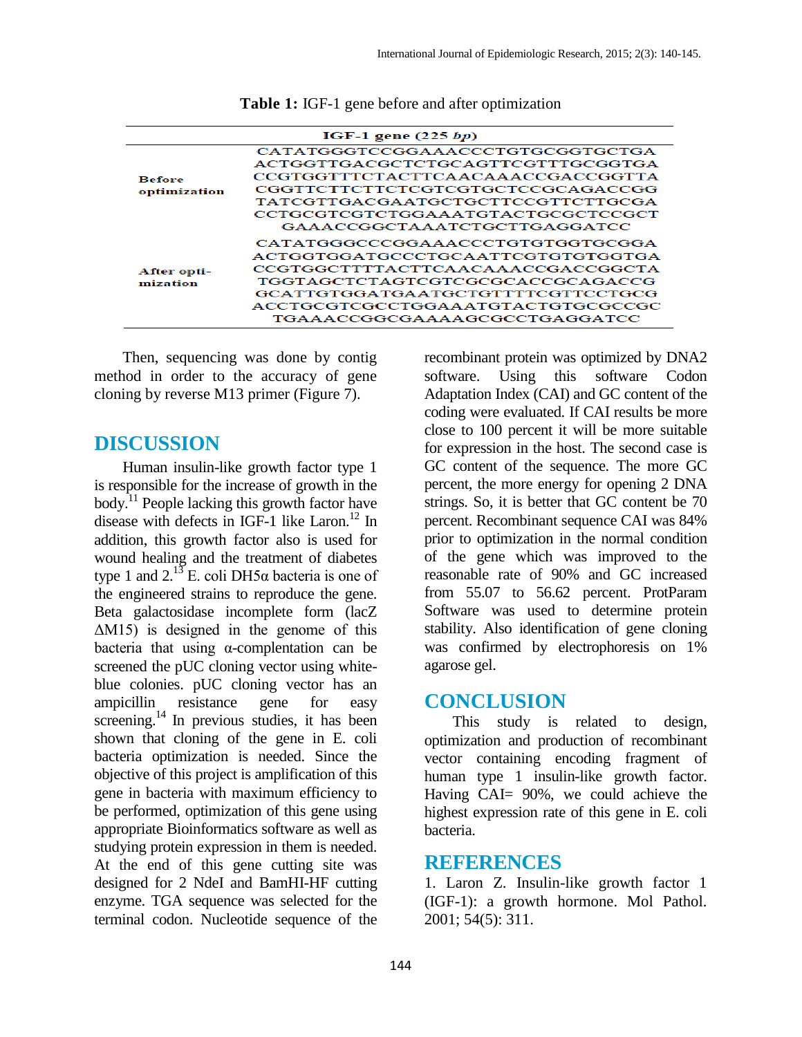**Table 1:** IGF-1 gene before and after optimization

| | IGF-1 gene (225 *bp*) |
|---|---|
| Before optimization | CATATGGGTCCGGAAACCCTGTGCGGTGCTGA ACTGGTTGACGCTCTGCAGTTCGTTTGCGGTGA CCGTGGTTTCTACTTCAACAAACCGACCGGTTA CGGTTCTTCTTCTCGTCGTGCTCCGCAGACCGG TATCGTTGACGAATGCTGCTTCCGTTCTTGCGA CCTGCGTCGTCTGGAAATGTACTGCGCTCCGCT GAAACCGGCTAAATCTGCTTGAGGATCC |
| After optimization | CATATGGGCCCGGAAACCCTGTGTGGTGCGGA ACTGGTGGATGCCCTGCAATTCGTGTGTGGTGA CCGTGGCTTTTACTTCAACAAACCGACCGGCTA TGGTAGCTCTAGTCGTCGCGCACCGCAGACCG GCATTGTGGATGAATGCTGTTTTCGTTCCTGCG ACCTGCGTCGCCTGGAAATGTACTGTGCGCCGC TGAAACCGGCGAAAAGCGCCTGAGGATCC |

Then, sequencing was done by contig method in order to the accuracy of gene cloning by reverse M13 primer (Figure 7).

## DISCUSSION

Human insulin-like growth factor type 1 is responsible for the increase of growth in the body.[11] People lacking this growth factor have disease with defects in IGF-1 like Laron.[12] In addition, this growth factor also is used for wound healing and the treatment of diabetes type 1 and 2.[13] E. coli DH5α bacteria is one of the engineered strains to reproduce the gene. Beta galactosidase incomplete form (lacZ ΔM15) is designed in the genome of this bacteria that using α-complentation can be screened the pUC cloning vector using white-blue colonies. pUC cloning vector has an ampicillin resistance gene for easy screening.[14] In previous studies, it has been shown that cloning of the gene in E. coli bacteria optimization is needed. Since the objective of this project is amplification of this gene in bacteria with maximum efficiency to be performed, optimization of this gene using appropriate Bioinformatics software as well as studying protein expression in them is needed. At the end of this gene cutting site was designed for 2 NdeI and BamHI-HF cutting enzyme. TGA sequence was selected for the terminal codon. Nucleotide sequence of the recombinant protein was optimized by DNA2 software. Using this software Codon Adaptation Index (CAI) and GC content of the coding were evaluated. If CAI results be more close to 100 percent it will be more suitable for expression in the host. The second case is GC content of the sequence. The more GC percent, the more energy for opening 2 DNA strings. So, it is better that GC content be 70 percent. Recombinant sequence CAI was 84% prior to optimization in the normal condition of the gene which was improved to the reasonable rate of 90% and GC increased from 55.07 to 56.62 percent. ProtParam Software was used to determine protein stability. Also identification of gene cloning was confirmed by electrophoresis on 1% agarose gel.

## CONCLUSION

This study is related to design, optimization and production of recombinant vector containing encoding fragment of human type 1 insulin-like growth factor. Having CAI= 90%, we could achieve the highest expression rate of this gene in E. coli bacteria.

## REFERENCES

1. Laron Z. Insulin-like growth factor 1 (IGF-1): a growth hormone. Mol Pathol. 2001; 54(5): 311.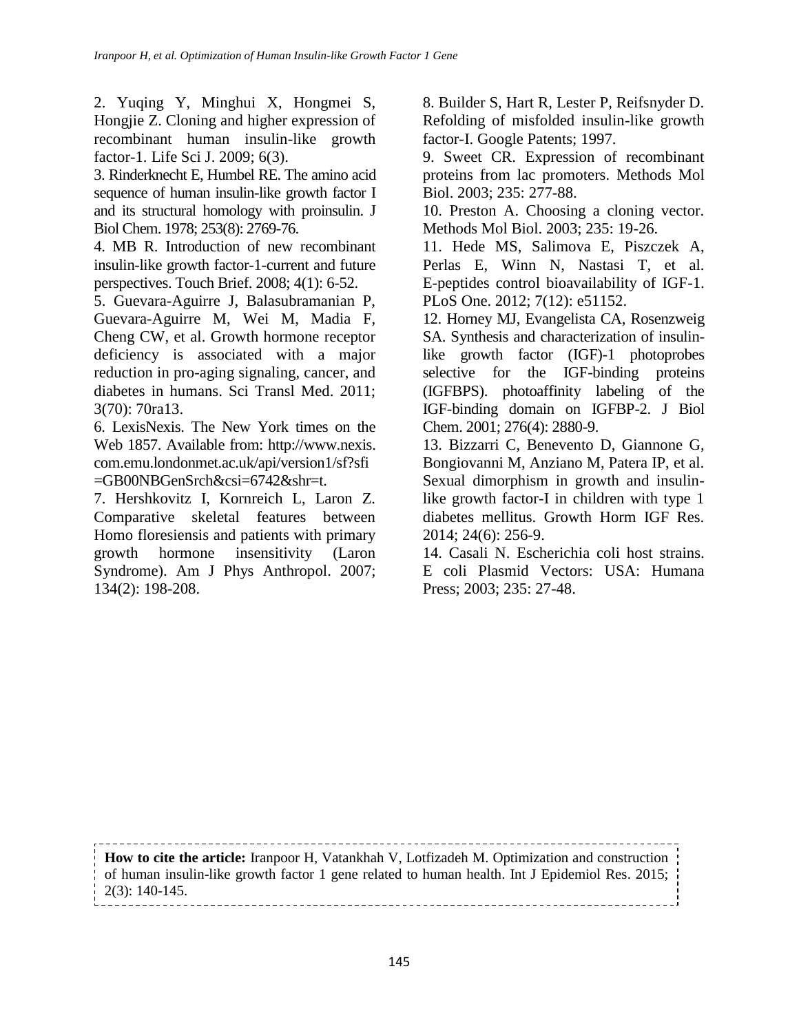2. Yuqing Y, Minghui X, Hongmei S, Hongjie Z. Cloning and higher expression of recombinant human insulin-like growth factor-1. Life Sci J. 2009; 6(3).

3. Rinderknecht E, Humbel RE. The amino acid sequence of human insulin-like growth factor I and its structural homology with proinsulin. J Biol Chem. 1978; 253(8): 2769-76.

4. MB R. Introduction of new recombinant insulin-like growth factor-1-current and future perspectives. Touch Brief. 2008; 4(1): 6-52.

5. Guevara-Aguirre J, Balasubramanian P, Guevara-Aguirre M, Wei M, Madia F, Cheng CW, et al. Growth hormone receptor deficiency is associated with a major reduction in pro-aging signaling, cancer, and diabetes in humans. Sci Transl Med. 2011; 3(70): 70ra13.

6. LexisNexis. The New York times on the Web 1857. Available from: http://www.nexis.com.emu.londonmet.ac.uk/api/version1/sf?sfi=GB00NBGenSrch&csi=6742&shr=t.

7. Hershkovitz I, Kornreich L, Laron Z. Comparative skeletal features between Homo floresiensis and patients with primary growth hormone insensitivity (Laron Syndrome). Am J Phys Anthropol. 2007; 134(2): 198-208.

8. Builder S, Hart R, Lester P, Reifsnyder D. Refolding of misfolded insulin-like growth factor-I. Google Patents; 1997.

9. Sweet CR. Expression of recombinant proteins from lac promoters. Methods Mol Biol. 2003; 235: 277-88.

10. Preston A. Choosing a cloning vector. Methods Mol Biol. 2003; 235: 19-26.

11. Hede MS, Salimova E, Piszczek A, Perlas E, Winn N, Nastasi T, et al. E-peptides control bioavailability of IGF-1. PLoS One. 2012; 7(12): e51152.

12. Horney MJ, Evangelista CA, Rosenzweig SA. Synthesis and characterization of insulin-like growth factor (IGF)-1 photoprobes selective for the IGF-binding proteins (IGFBPS). photoaffinity labeling of the IGF-binding domain on IGFBP-2. J Biol Chem. 2001; 276(4): 2880-9.

13. Bizzarri C, Benevento D, Giannone G, Bongiovanni M, Anziano M, Patera IP, et al. Sexual dimorphism in growth and insulin-like growth factor-I in children with type 1 diabetes mellitus. Growth Horm IGF Res. 2014; 24(6): 256-9.

14. Casali N. Escherichia coli host strains. E coli Plasmid Vectors: USA: Humana Press; 2003; 235: 27-48.

**How to cite the article:** Iranpoor H, Vatankhah V, Lotfizadeh M. Optimization and construction of human insulin-like growth factor 1 gene related to human health. Int J Epidemiol Res. 2015; 2(3): 140-145.